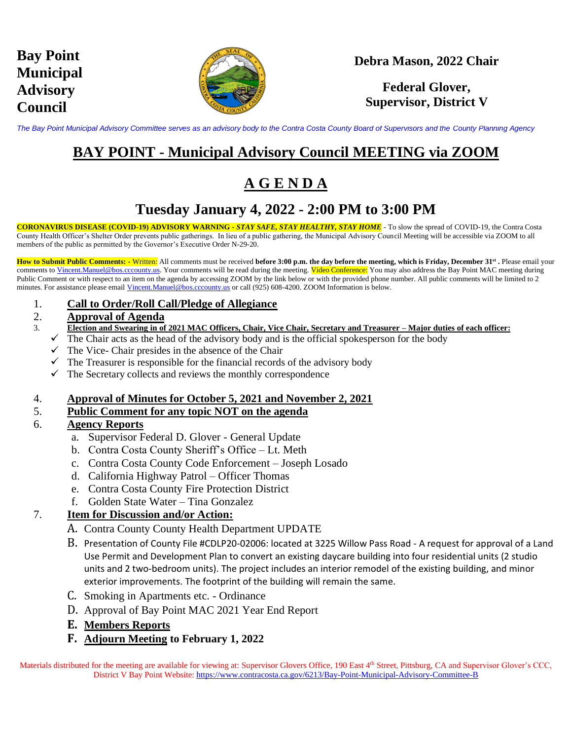**Bay Point Municipal Advisory Council**

**Debra Mason, 2022 Chair**

**Federal Glover, Supervisor, District V**

*The Bay Point Municipal Advisory Committee serves as an advisory body to the Contra Costa County Board of Supervisors and the County Planning Agency*

# BAY POINT - Municipal Advisory Council MEETING via ZOOM

# A G E N D A

## Tuesday January 4, 2022 - 2:00 PM to 3:00 PM

**CORONAVIRUS DISEASE (COVID-19) ADVISORY WARNING - *STAY SAFE, STAY HEALTHY, STAY HOME*** - To slow the spread of COVID-19, the Contra Costa County Health Officer's Shelter Order prevents public gatherings. In lieu of a public gathering, the Municipal Advisory Council Meeting will be accessible via ZOOM to all members of the public as permitted by the Governor's Executive Order N-29-20.

**How to Submit Public Comments: -** Written: All comments must be received **before 3:00 p.m. the day before the meeting, which is Friday, December 31st .** Please email your comments to Vincent.Manuel@bos.cccounty.us. Your comments will be read during the meeting. Video Conference: You may also address the Bay Point MAC meeting during Public Comment or with respect to an item on the agenda by accessing ZOOM by the link below or with the provided phone number. All public comments will be limited to 2 minutes. For assistance please email Vincent.Manuel@bos.cccounty.us or call (925) 608-4200. ZOOM Information is below.

1. **Call to Order/Roll Call/Pledge of Allegiance**
2. **Approval of Agenda**
3. **Election and Swearing in of 2021 MAC Officers, Chair, Vice Chair, Secretary and Treasurer – Major duties of each officer:**
   - ✓ The Chair acts as the head of the advisory body and is the official spokesperson for the body
   - ✓ The Vice- Chair presides in the absence of the Chair
   - ✓ The Treasurer is responsible for the financial records of the advisory body
   - ✓ The Secretary collects and reviews the monthly correspondence
4. **Approval of Minutes for October 5, 2021 and November 2, 2021**
5. **Public Comment for any topic NOT on the agenda**
6. **Agency Reports**
   a. Supervisor Federal D. Glover - General Update
   b. Contra Costa County Sheriff's Office – Lt. Meth
   c. Contra Costa County Code Enforcement – Joseph Losado
   d. California Highway Patrol – Officer Thomas
   e. Contra Costa County Fire Protection District
   f. Golden State Water – Tina Gonzalez
7. **Item for Discussion and/or Action:**
   A. Contra County County Health Department UPDATE
   B. Presentation of County File #CDLP20-02006: located at 3225 Willow Pass Road - A request for approval of a Land Use Permit and Development Plan to convert an existing daycare building into four residential units (2 studio units and 2 two-bedroom units). The project includes an interior remodel of the existing building, and minor exterior improvements. The footprint of the building will remain the same.
   C. Smoking in Apartments etc. - Ordinance
   D. Approval of Bay Point MAC 2021 Year End Report
   **E. Members Reports**
   **F. Adjourn Meeting to February 1, 2022**

Materials distributed for the meeting are available for viewing at: Supervisor Glovers Office, 190 East 4th Street, Pittsburg, CA and Supervisor Glover's CCC, District V Bay Point Website: https://www.contracosta.ca.gov/6213/Bay-Point-Municipal-Advisory-Committee-B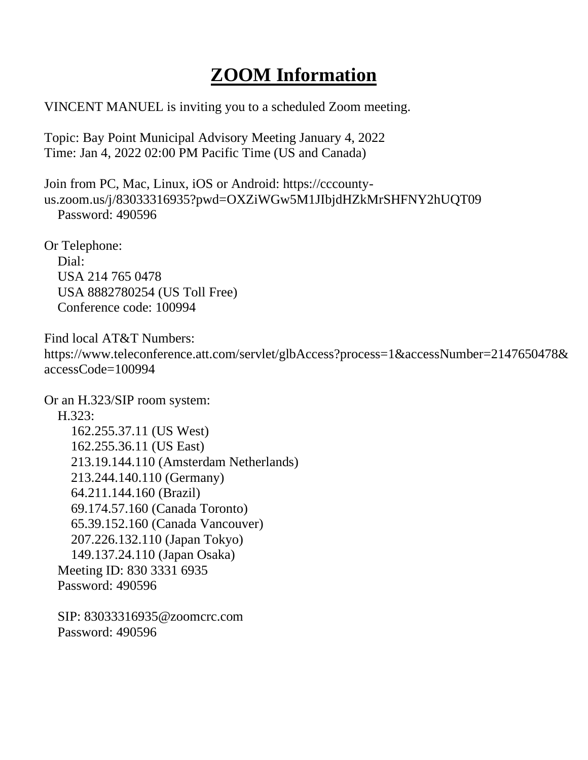# ZOOM Information

VINCENT MANUEL is inviting you to a scheduled Zoom meeting.

Topic: Bay Point Municipal Advisory Meeting January 4, 2022
Time: Jan 4, 2022 02:00 PM Pacific Time (US and Canada)

Join from PC, Mac, Linux, iOS or Android: https://cccounty-us.zoom.us/j/83033316935?pwd=OXZiWGw5M1JIbjdHZkMrSHFNY2hUQT09
Password: 490596

Or Telephone:
Dial:
USA 214 765 0478
USA 8882780254 (US Toll Free)
Conference code: 100994

Find local AT&T Numbers:
https://www.teleconference.att.com/servlet/glbAccess?process=1&accessNumber=2147650478&accessCode=100994

Or an H.323/SIP room system:
H.323:
162.255.37.11 (US West)
162.255.36.11 (US East)
213.19.144.110 (Amsterdam Netherlands)
213.244.140.110 (Germany)
64.211.144.160 (Brazil)
69.174.57.160 (Canada Toronto)
65.39.152.160 (Canada Vancouver)
207.226.132.110 (Japan Tokyo)
149.137.24.110 (Japan Osaka)
Meeting ID: 830 3331 6935
Password: 490596

SIP: 83033316935@zoomcrc.com
Password: 490596